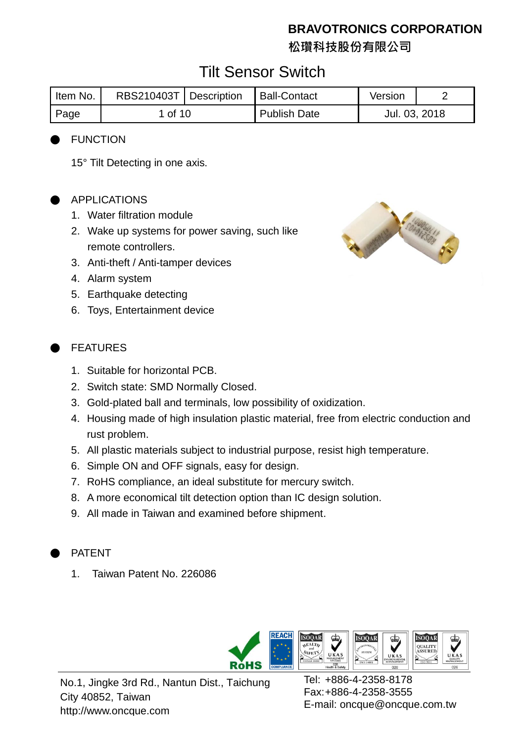**BRAVOTRONICS CORPORATION**
**松瓚科技股份有限公司**

# Tilt Sensor Switch

| Item No. | RBS210403T | Description | Ball-Contact | Version | 2 |
|---|---|---|---|---|---|
| Page | 1 of 10 | | Publish Date | Jul. 03, 2018 | |

## FUNCTION

15° Tilt Detecting in one axis.

## APPLICATIONS

1. Water filtration module
2. Wake up systems for power saving, such like remote controllers.
3. Anti-theft / Anti-tamper devices
4. Alarm system
5. Earthquake detecting
6. Toys, Entertainment device

## FEATURES

1. Suitable for horizontal PCB.
2. Switch state: SMD Normally Closed.
3. Gold-plated ball and terminals, low possibility of oxidization.
4. Housing made of high insulation plastic material, free from electric conduction and rust problem.
5. All plastic materials subject to industrial purpose, resist high temperature.
6. Simple ON and OFF signals, easy for design.
7. RoHS compliance, an ideal substitute for mercury switch.
8. A more economical tilt detection option than IC design solution.
9. All made in Taiwan and examined before shipment.

## PATENT

1. Taiwan Patent No. 226086

No.1, Jingke 3rd Rd., Nantun Dist., Taichung City 40852, Taiwan
http://www.oncque.com

Tel: +886-4-2358-8178
Fax:+886-4-2358-3555
E-mail: oncque@oncque.com.tw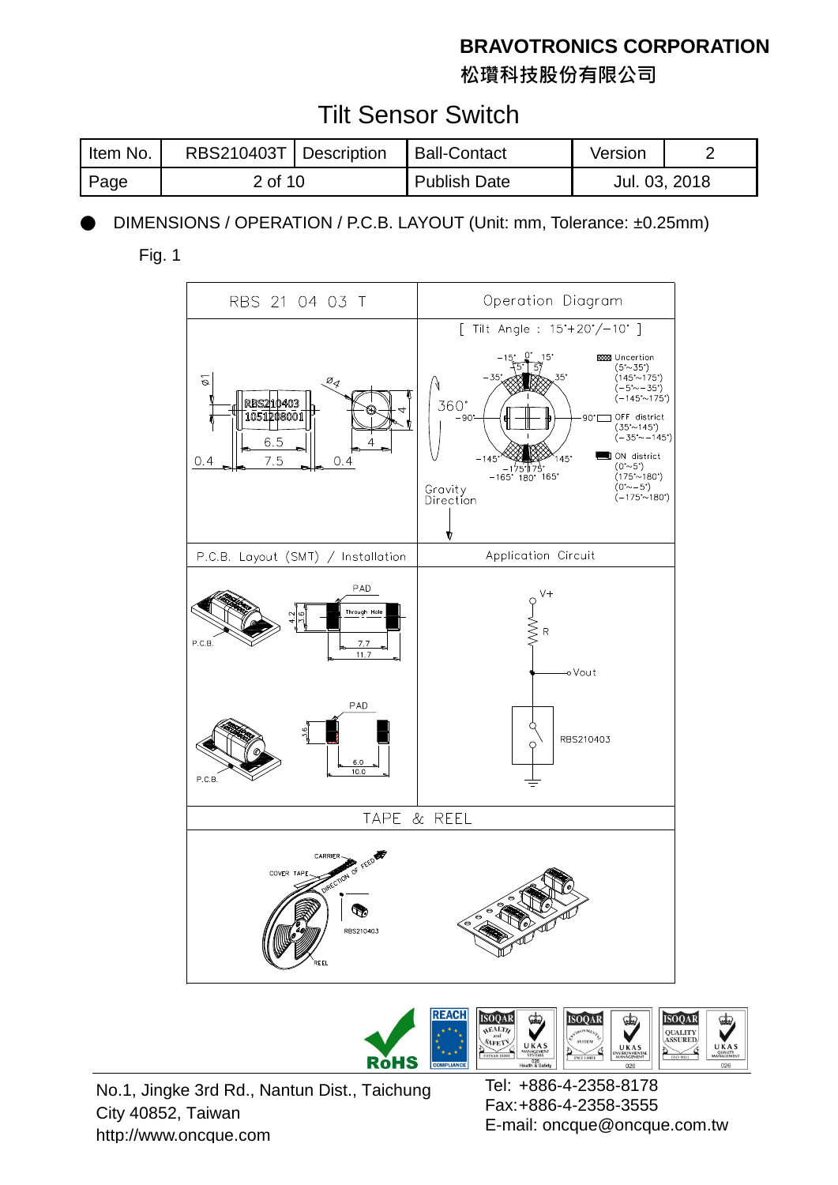# BRAVOTRONICS CORPORATION

# 松瓚科技股份有限公司

## Tilt Sensor Switch

| Item No. | RBS210403T | Description | Ball-Contact | Version | 2 |
|---|---|---|---|---|---|
| Page | 2 of 10 | | Publish Date | Jul. 03, 2018 | |

- DIMENSIONS / OPERATION / P.C.B. LAYOUT (Unit: mm, Tolerance: ±0.25mm)

Fig. 1

| RBS 21 04 03 T | Operation Diagram |
|---|---|
| Ø1, Ø4, RBS210403, 1051208001, 6.5, 7.5, 0.4, 0.4, 4, 4 | [ Tilt Angle : 15°+20°/−10° ] 360°, Gravity Direction. Uncertion (5°~35°) (145°~175°) (−5°~−35°) (−145°~175°); OFF district (35°~145°) (−35°~−145°); ON district (0°~5°) (175°~180°) (0°~−5°) (−175°~180°) |
| P.C.B. Layout (SMT) / Installation | Application Circuit |
| PAD, Through Hole, 4.2, 3.6, 7.7, 11.7, P.C.B.; PAD, 3.6, 6.0, 10.0, P.C.B. | V+, R, Vout, RBS210403 |

TAPE & REEL

CARRIER, COVER TAPE, DIRECTION OF FEED, RBS210403, REEL

No.1, Jingke 3rd Rd., Nantun Dist., Taichung City 40852, Taiwan
http://www.oncque.com

Tel: +886-4-2358-8178
Fax:+886-4-2358-3555
E-mail: oncque@oncque.com.tw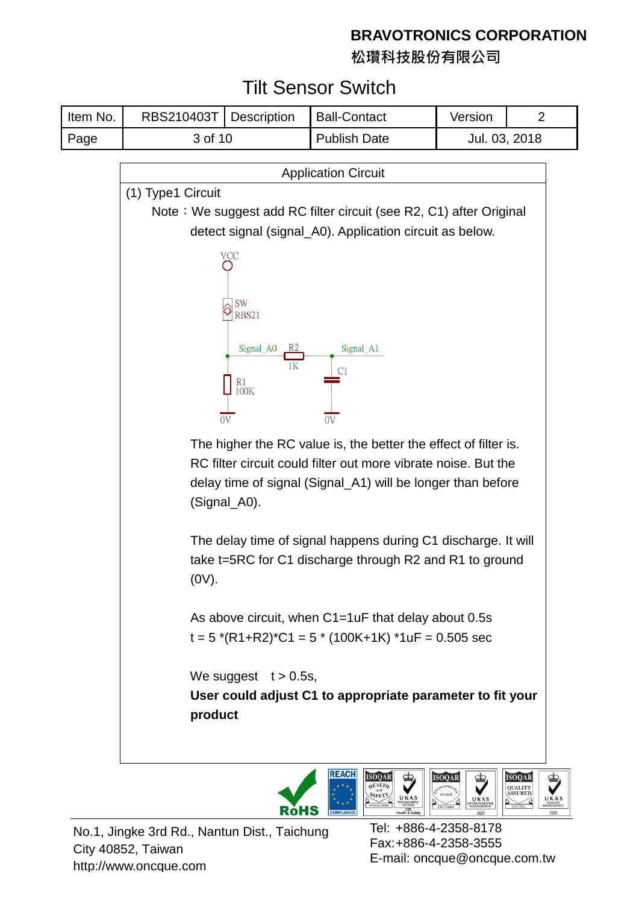# BRAVOTRONICS CORPORATION

松瓚科技股份有限公司

## Tilt Sensor Switch

| Item No. | RBS210403T | Description | Ball-Contact | Version | 2 |
|---|---|---|---|---|---|
| Page | 3 of 10 | | Publish Date | Jul. 03, 2018 | |

### Application Circuit

(1) Type1 Circuit

Note：We suggest add RC filter circuit (see R2, C1) after Original detect signal (signal_A0). Application circuit as below.

VCC
SW
RBS21
Signal_A0 R2 1K Signal_A1
C1
R1 100K
0V 0V

The higher the RC value is, the better the effect of filter is. RC filter circuit could filter out more vibrate noise. But the delay time of signal (Signal_A1) will be longer than before (Signal_A0).

The delay time of signal happens during C1 discharge. It will take t=5RC for C1 discharge through R2 and R1 to ground (0V).

As above circuit, when C1=1uF that delay about 0.5s

$t = 5 * (R1+R2) * C1 = 5 * (100K+1K) * 1uF = 0.505$ sec

We suggest $t > 0.5s$,

**User could adjust C1 to appropriate parameter to fit your product**

No.1, Jingke 3rd Rd., Nantun Dist., Taichung City 40852, Taiwan
http://www.oncque.com

Tel: +886-4-2358-8178
Fax:+886-4-2358-3555
E-mail: oncque@oncque.com.tw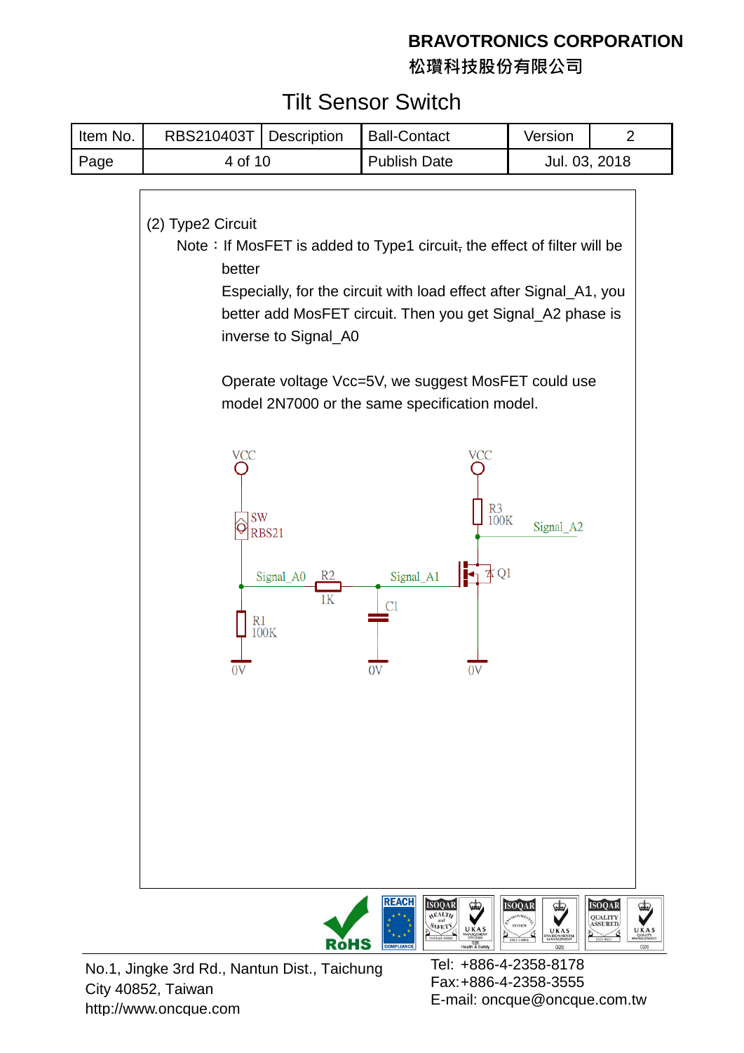**BRAVOTRONICS CORPORATION**
**松瓚科技股份有限公司**

# Tilt Sensor Switch

| Item No. | RBS210403T | Description | Ball-Contact | Version | 2 |
|---|---|---|---|---|---|
| Page | 4 of 10 | | Publish Date | Jul. 03, 2018 | |

(2) Type2 Circuit

Note：If MosFET is added to Type1 circuit, the effect of filter will be better

Especially, for the circuit with load effect after Signal_A1, you better add MosFET circuit. Then you get Signal_A2 phase is inverse to Signal_A0

Operate voltage Vcc=5V, we suggest MosFET could use model 2N7000 or the same specification model.

VCC
SW
RBS21
Signal_A0
R2
1K
R1
100K
0V
Signal_A1
C1
0V
VCC
R3
100K
Signal_A2
Q1
0V

No.1, Jingke 3rd Rd., Nantun Dist., Taichung City 40852, Taiwan
http://www.oncque.com

Tel: +886-4-2358-8178
Fax:+886-4-2358-3555
E-mail: oncque@oncque.com.tw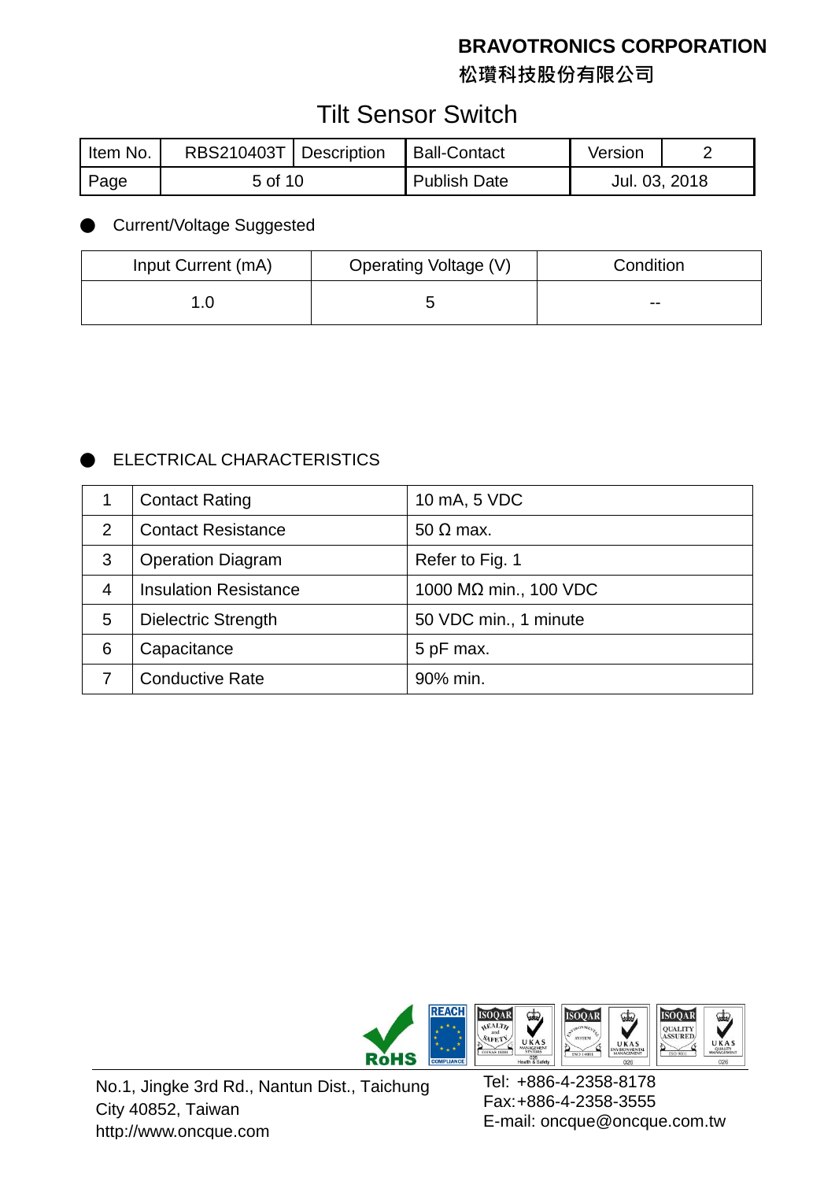- Current/Voltage Suggested

| Input Current (mA) | Operating Voltage (V) | Condition |
| --- | --- | --- |
| 1.0 | 5 | -- |

- ELECTRICAL CHARACTERISTICS

| | | |
| --- | --- | --- |
| 1 | Contact Rating | 10 mA, 5 VDC |
| 2 | Contact Resistance | 50 Ω max. |
| 3 | Operation Diagram | Refer to Fig. 1 |
| 4 | Insulation Resistance | 1000 MΩ min., 100 VDC |
| 5 | Dielectric Strength | 50 VDC min., 1 minute |
| 6 | Capacitance | 5 pF max. |
| 7 | Conductive Rate | 90% min. |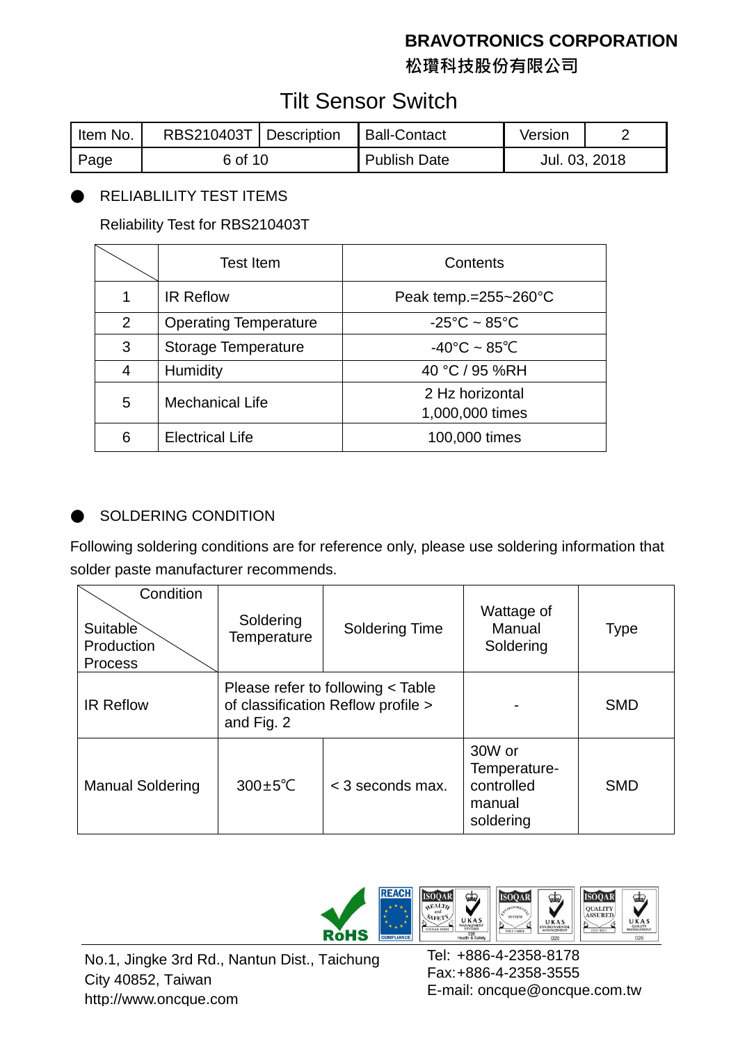**BRAVOTRONICS CORPORATION**
**松瓚科技股份有限公司**

# Tilt Sensor Switch

| Item No. | RBS210403T | Description | Ball-Contact | Version | 2 |
|---|---|---|---|---|---|
| Page | 6 of 10 | | Publish Date | Jul. 03, 2018 | |

## ● RELIABLILITY TEST ITEMS

Reliability Test for RBS210403T

| | Test Item | Contents |
|---|---|---|
| 1 | IR Reflow | Peak temp.=255~260°C |
| 2 | Operating Temperature | -25°C ~ 85°C |
| 3 | Storage Temperature | -40°C ~ 85℃ |
| 4 | Humidity | 40 °C / 95 %RH |
| 5 | Mechanical Life | 2 Hz horizontal 1,000,000 times |
| 6 | Electrical Life | 100,000 times |

## ● SOLDERING CONDITION

Following soldering conditions are for reference only, please use soldering information that solder paste manufacturer recommends.

| Condition / Suitable Production Process | Soldering Temperature | Soldering Time | Wattage of Manual Soldering | Type |
|---|---|---|---|---|
| IR Reflow | Please refer to following < Table of classification Reflow profile > and Fig. 2 | | - | SMD |
| Manual Soldering | 300±5℃ | < 3 seconds max. | 30W or Temperature-controlled manual soldering | SMD |

No.1, Jingke 3rd Rd., Nantun Dist., Taichung City 40852, Taiwan
http://www.oncque.com

Tel: +886-4-2358-8178
Fax:+886-4-2358-3555
E-mail: oncque@oncque.com.tw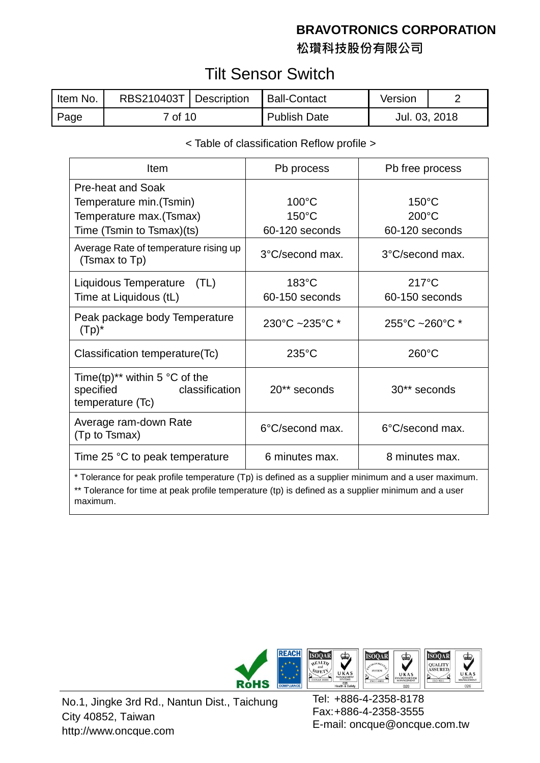# BRAVOTRONICS CORPORATION

## 松瓚科技股份有限公司

# Tilt Sensor Switch

| Item No. | RBS210403T | Description | Ball-Contact | Version | 2 |
|---|---|---|---|---|---|
| Page | 7 of 10 | | Publish Date | Jul. 03, 2018 | |

< Table of classification Reflow profile >

| Item | Pb process | Pb free process |
|---|---|---|
| Pre-heat and Soak<br>Temperature min.(Tsmin)<br>Temperature max.(Tsmax)<br>Time (Tsmin to Tsmax)(ts) | <br>100°C<br>150°C<br>60-120 seconds | <br>150°C<br>200°C<br>60-120 seconds |
| Average Rate of temperature rising up (Tsmax to Tp) | 3°C/second max. | 3°C/second max. |
| Liquidous Temperature (TL)<br>Time at Liquidous (tL) | 183°C<br>60-150 seconds | 217°C<br>60-150 seconds |
| Peak package body Temperature (Tp)* | 230°C ~235°C * | 255°C ~260°C * |
| Classification temperature(Tc) | 235°C | 260°C |
| Time(tp)** within 5 °C of the specified classification temperature (Tc) | 20** seconds | 30** seconds |
| Average ram-down Rate (Tp to Tsmax) | 6°C/second max. | 6°C/second max. |
| Time 25 °C to peak temperature | 6 minutes max. | 8 minutes max. |

* Tolerance for peak profile temperature (Tp) is defined as a supplier minimum and a user maximum.
** Tolerance for time at peak profile temperature (tp) is defined as a supplier minimum and a user maximum.

No.1, Jingke 3rd Rd., Nantun Dist., Taichung City 40852, Taiwan
http://www.oncque.com

Tel: +886-4-2358-8178
Fax:+886-4-2358-3555
E-mail: oncque@oncque.com.tw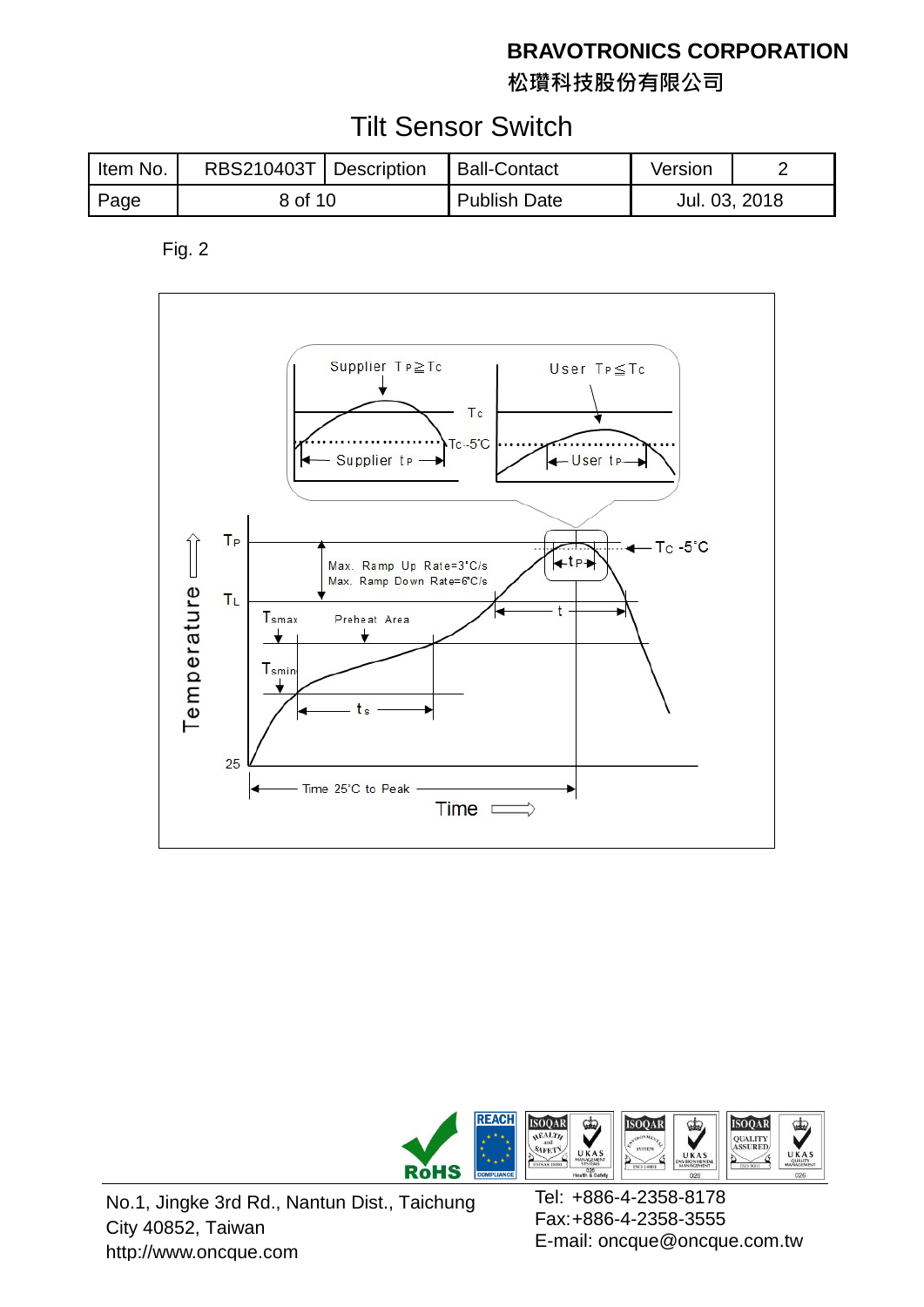# Tilt Sensor Switch

| Item No. | RBS210403T | Description | Ball-Contact | Version | 2 |
|---|---|---|---|---|---|
| Page | 8 of 10 | | Publish Date | Jul. 03, 2018 | |

Fig. 2

Supplier $T_P \geq T_C$

User $T_P \leq T_C$

$T_C$

$T_C$ -5˚C

Supplier $t_P$

User $t_P$

$T_P$

$T_L$

$T_{smax}$

$T_{smin}$

25

Max. Ramp Up Rate=3˚C/s

Max. Ramp Down Rate=6˚C/s

Preheat Area

$t_s$

$t_P$

$t$

$T_C$ -5˚C

Time 25˚C to Peak

Temperature

Time

No.1, Jingke 3rd Rd., Nantun Dist., Taichung City 40852, Taiwan
http://www.oncque.com

Tel: +886-4-2358-8178
Fax:+886-4-2358-3555
E-mail: oncque@oncque.com.tw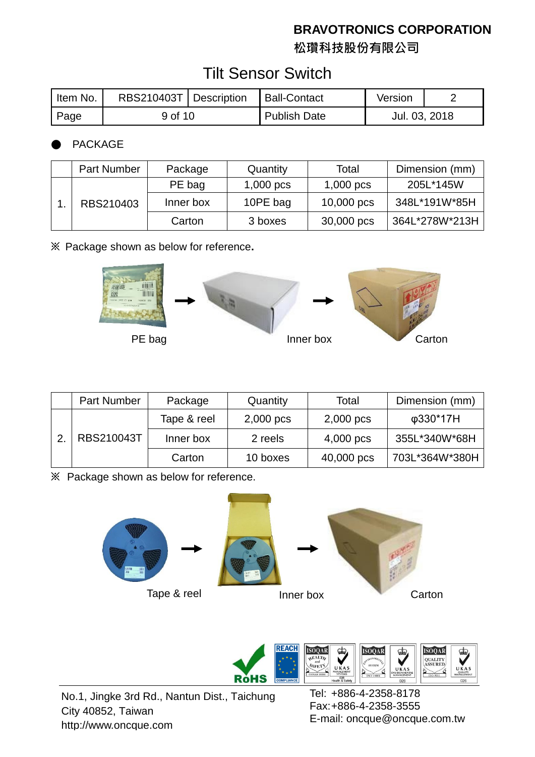# Tilt Sensor Switch

| Item No. | RBS210403T | Description | Ball-Contact | Version | 2 |
|---|---|---|---|---|---|
| Page | 9 of 10 | | Publish Date | Jul. 03, 2018 | |

● PACKAGE

| | Part Number | Package | Quantity | Total | Dimension (mm) |
|---|---|---|---|---|---|
| 1. | RBS210403 | PE bag | 1,000 pcs | 1,000 pcs | 205L*145W |
| | | Inner box | 10PE bag | 10,000 pcs | 348L*191W*85H |
| | | Carton | 3 boxes | 30,000 pcs | 364L*278W*213H |

※ Package shown as below for reference.

PE bag → Inner box → Carton

| | Part Number | Package | Quantity | Total | Dimension (mm) |
|---|---|---|---|---|---|
| 2. | RBS210043T | Tape & reel | 2,000 pcs | 2,000 pcs | φ330*17H |
| | | Inner box | 2 reels | 4,000 pcs | 355L*340W*68H |
| | | Carton | 10 boxes | 40,000 pcs | 703L*364W*380H |

※ Package shown as below for reference.

Tape & reel → Inner box → Carton

No.1, Jingke 3rd Rd., Nantun Dist., Taichung City 40852, Taiwan
http://www.oncque.com

Tel: +886-4-2358-8178
Fax:+886-4-2358-3555
E-mail: oncque@oncque.com.tw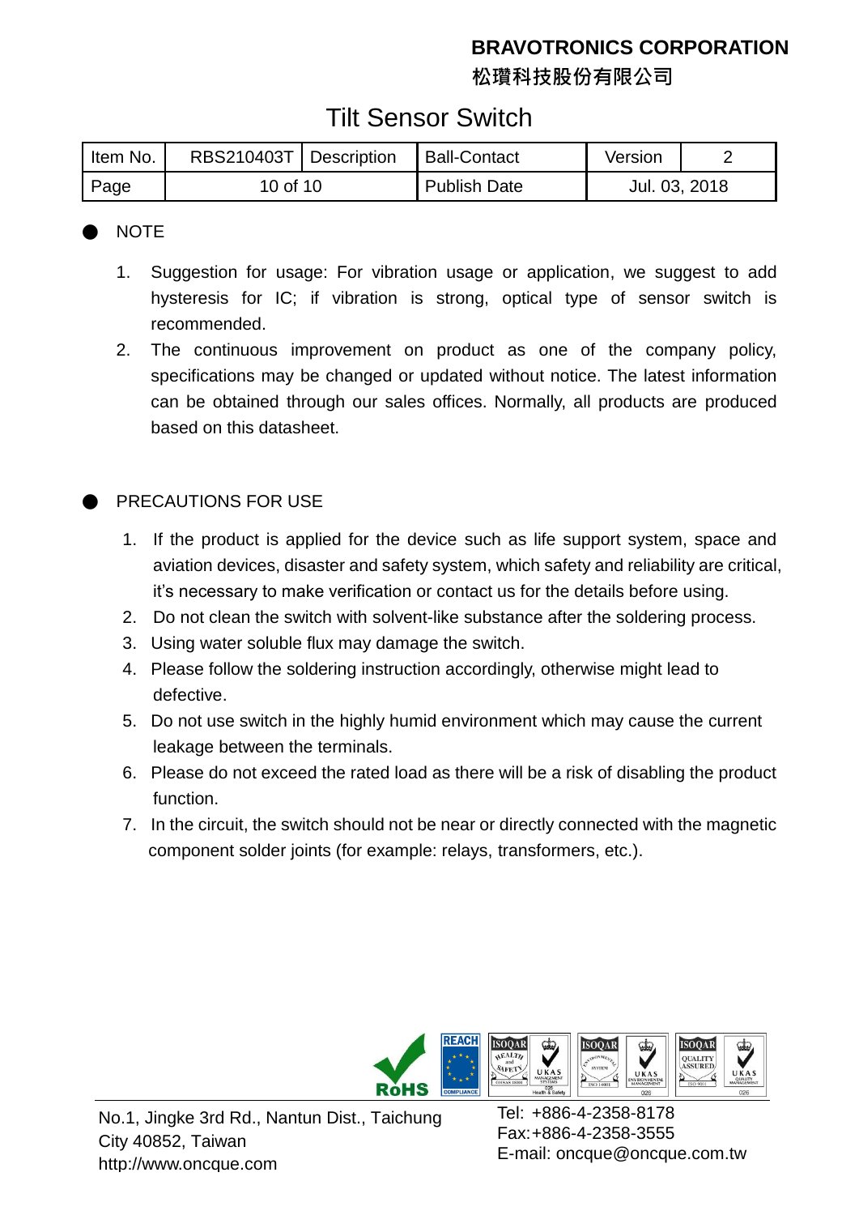## NOTE

1. Suggestion for usage: For vibration usage or application, we suggest to add hysteresis for IC; if vibration is strong, optical type of sensor switch is recommended.
2. The continuous improvement on product as one of the company policy, specifications may be changed or updated without notice. The latest information can be obtained through our sales offices. Normally, all products are produced based on this datasheet.

## PRECAUTIONS FOR USE

1. If the product is applied for the device such as life support system, space and aviation devices, disaster and safety system, which safety and reliability are critical, it's necessary to make verification or contact us for the details before using.
2. Do not clean the switch with solvent-like substance after the soldering process.
3. Using water soluble flux may damage the switch.
4. Please follow the soldering instruction accordingly, otherwise might lead to defective.
5. Do not use switch in the highly humid environment which may cause the current leakage between the terminals.
6. Please do not exceed the rated load as there will be a risk of disabling the product function.
7. In the circuit, the switch should not be near or directly connected with the magnetic component solder joints (for example: relays, transformers, etc.).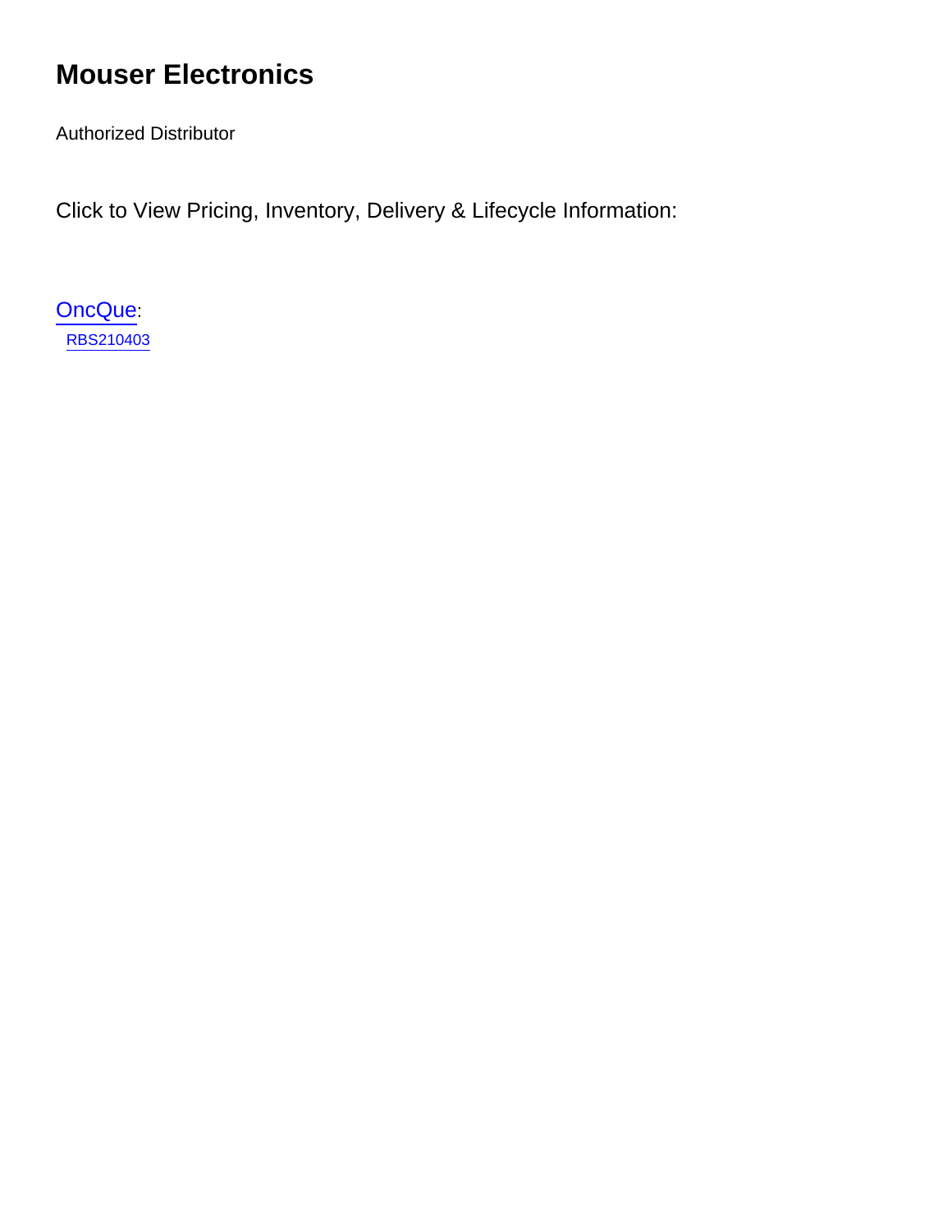# Mouser Electronics

Authorized Distributor

Click to View Pricing, Inventory, Delivery & Lifecycle Information:

OncQue:

RBS210403